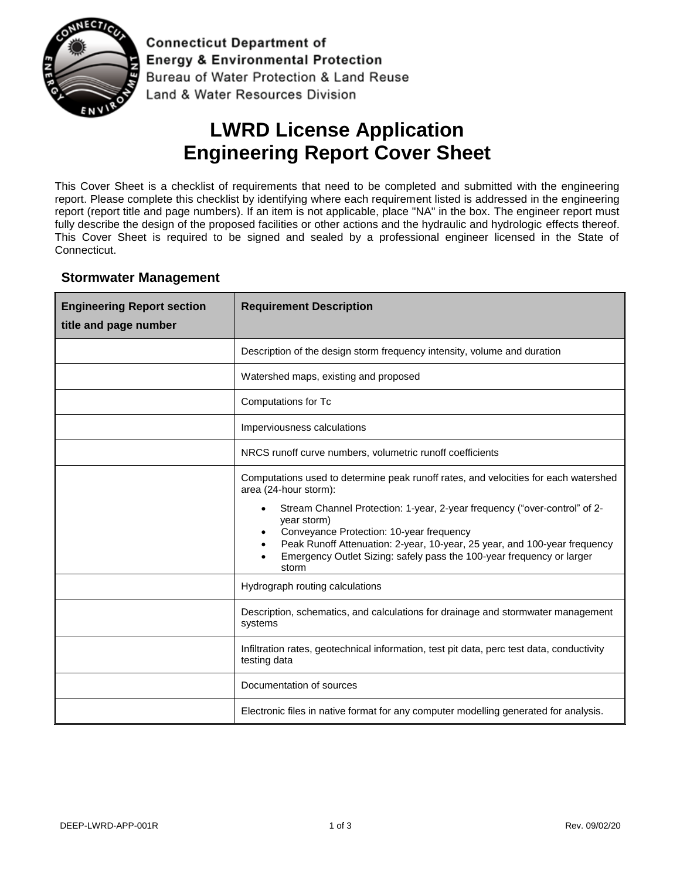Connecticut Department of Energy & Environmental Protection
Bureau of Water Protection & Land Reuse
Land & Water Resources Division

# LWRD License Application
# Engineering Report Cover Sheet

This Cover Sheet is a checklist of requirements that need to be completed and submitted with the engineering report. Please complete this checklist by identifying where each requirement listed is addressed in the engineering report (report title and page numbers). If an item is not applicable, place "NA" in the box. The engineer report must fully describe the design of the proposed facilities or other actions and the hydraulic and hydrologic effects thereof. This Cover Sheet is required to be signed and sealed by a professional engineer licensed in the State of Connecticut.

## Stormwater Management

| Engineering Report section title and page number | Requirement Description |
|---|---|
| | Description of the design storm frequency intensity, volume and duration |
| | Watershed maps, existing and proposed |
| | Computations for Tc |
| | Imperviousness calculations |
| | NRCS runoff curve numbers, volumetric runoff coefficients |
| | Computations used to determine peak runoff rates, and velocities for each watershed area (24-hour storm): <br>• Stream Channel Protection: 1-year, 2-year frequency ("over-control" of 2-year storm) <br>• Conveyance Protection: 10-year frequency <br>• Peak Runoff Attenuation: 2-year, 10-year, 25 year, and 100-year frequency <br>• Emergency Outlet Sizing: safely pass the 100-year frequency or larger storm |
| | Hydrograph routing calculations |
| | Description, schematics, and calculations for drainage and stormwater management systems |
| | Infiltration rates, geotechnical information, test pit data, perc test data, conductivity testing data |
| | Documentation of sources |
| | Electronic files in native format for any computer modelling generated for analysis. |

DEEP-LWRD-APP-001R Rev. 09/02/20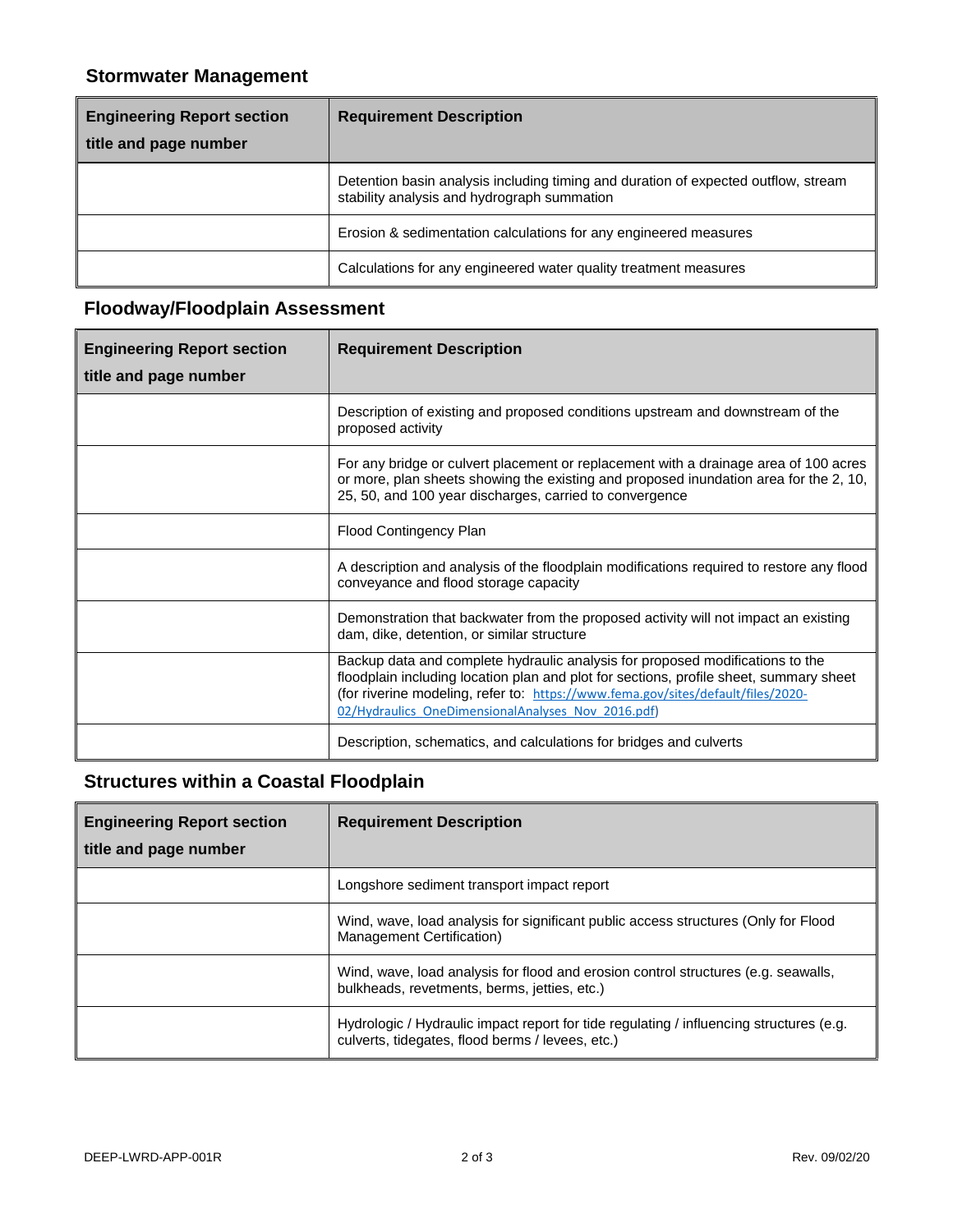## Stormwater Management

| Engineering Report section title and page number | Requirement Description |
|---|---|
| | Detention basin analysis including timing and duration of expected outflow, stream stability analysis and hydrograph summation |
| | Erosion & sedimentation calculations for any engineered measures |
| | Calculations for any engineered water quality treatment measures |

## Floodway/Floodplain Assessment

| Engineering Report section title and page number | Requirement Description |
|---|---|
| | Description of existing and proposed conditions upstream and downstream of the proposed activity |
| | For any bridge or culvert placement or replacement with a drainage area of 100 acres or more, plan sheets showing the existing and proposed inundation area for the 2, 10, 25, 50, and 100 year discharges, carried to convergence |
| | Flood Contingency Plan |
| | A description and analysis of the floodplain modifications required to restore any flood conveyance and flood storage capacity |
| | Demonstration that backwater from the proposed activity will not impact an existing dam, dike, detention, or similar structure |
| | Backup data and complete hydraulic analysis for proposed modifications to the floodplain including location plan and plot for sections, profile sheet, summary sheet (for riverine modeling, refer to: https://www.fema.gov/sites/default/files/2020-02/Hydraulics_OneDimensionalAnalyses_Nov_2016.pdf) |
| | Description, schematics, and calculations for bridges and culverts |

## Structures within a Coastal Floodplain

| Engineering Report section title and page number | Requirement Description |
|---|---|
| | Longshore sediment transport impact report |
| | Wind, wave, load analysis for significant public access structures (Only for Flood Management Certification) |
| | Wind, wave, load analysis for flood and erosion control structures (e.g. seawalls, bulkheads, revetments, berms, jetties, etc.) |
| | Hydrologic / Hydraulic impact report for tide regulating / influencing structures (e.g. culverts, tidegates, flood berms / levees, etc.) |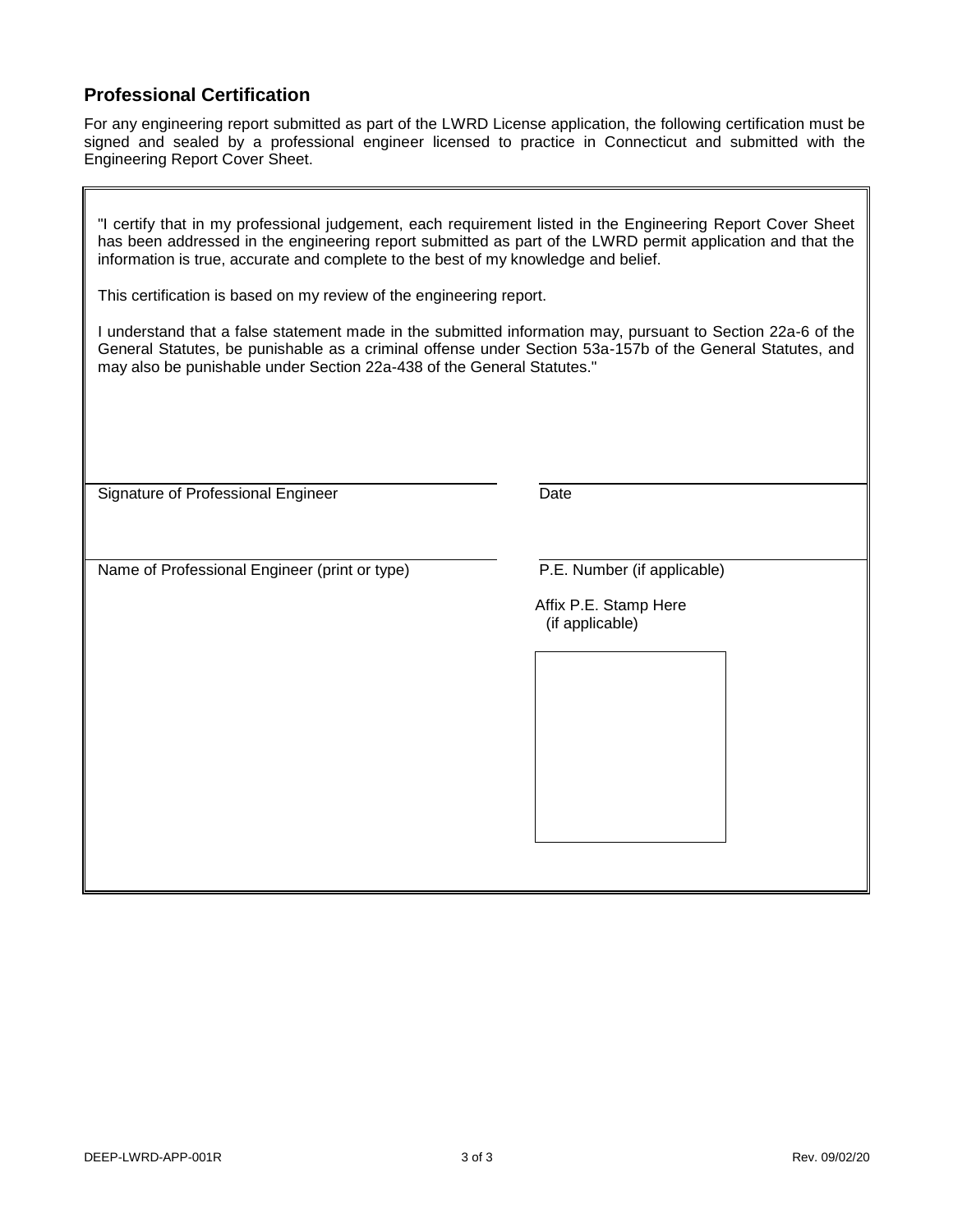## Professional Certification

For any engineering report submitted as part of the LWRD License application, the following certification must be signed and sealed by a professional engineer licensed to practice in Connecticut and submitted with the Engineering Report Cover Sheet.

"I certify that in my professional judgement, each requirement listed in the Engineering Report Cover Sheet has been addressed in the engineering report submitted as part of the LWRD permit application and that the information is true, accurate and complete to the best of my knowledge and belief.

This certification is based on my review of the engineering report.

I understand that a false statement made in the submitted information may, pursuant to Section 22a-6 of the General Statutes, be punishable as a criminal offense under Section 53a-157b of the General Statutes, and may also be punishable under Section 22a-438 of the General Statutes."

| | |
|---|---|
| Signature of Professional Engineer | Date |
| Name of Professional Engineer (print or type) | P.E. Number (if applicable) |

Affix P.E. Stamp Here (if applicable)

DEEP-LWRD-APP-001R

Rev. 09/02/20